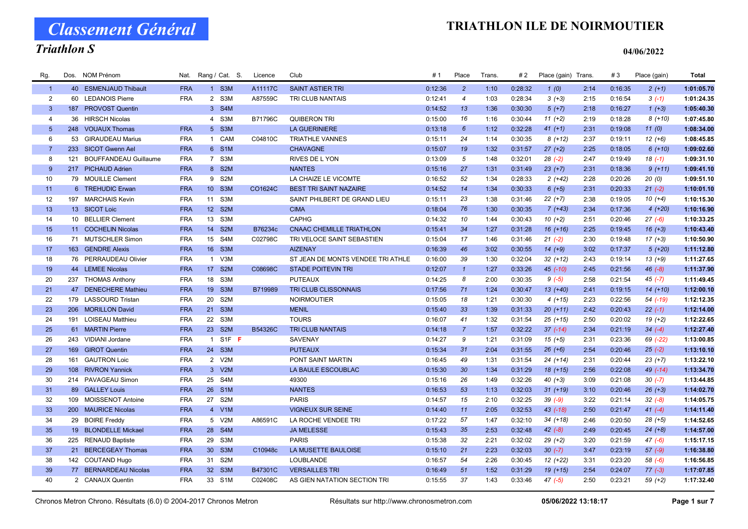# Classement Général

## Triathlon S

# TRIATHLON ILE DE NOIRMOUTIER

04/06/2022

| Rg. | Dos. | NOM Prénom | Nat. | Rang / Cat. | S. | Licence | Club | # 1 | Place | Trans. | # 2 | Place (gain) | Trans. | # 3 | Place (gain) | Total |
|---|---|---|---|---|---|---|---|---|---|---|---|---|---|---|---|---|
| 1 | 40 | ESMENJAUD Thibault | FRA | 1 S3M | | A11117C | SAINT ASTIER TRI | 0:12:36 | 2 | 1:10 | 0:28:32 | 1 (0) | 2:14 | 0:16:35 | 2 (+1) | 1:01:05.70 |
| 2 | 60 | LEDANOIS Pierre | FRA | 2 S3M | | A87559C | TRI CLUB NANTAIS | 0:12:41 | 4 | 1:03 | 0:28:34 | 3 (+3) | 2:15 | 0:16:54 | 3 (-1) | 1:01:24.35 |
| 3 | 187 | PROVOST Quentin | | 3 S4M | | | | 0:14:52 | 13 | 1:36 | 0:30:30 | 5 (+7) | 2:18 | 0:16:27 | 1 (+3) | 1:05:40.30 |
| 4 | 36 | HIRSCH Nicolas | | 4 S3M | | B71796C | QUIBERON TRI | 0:15:00 | 16 | 1:16 | 0:30:44 | 11 (+2) | 2:19 | 0:18:28 | 8 (+10) | 1:07:45.80 |
| 5 | 248 | VOUAUX Thomas | FRA | 5 S3M | | | LA GUERINIERE | 0:13:18 | 6 | 1:12 | 0:32:28 | 41 (+1) | 2:31 | 0:19:08 | 11 (0) | 1:08:34.00 |
| 6 | 53 | GIRAUDEAU Marius | FRA | 1 CAM | | C04810C | TRIATHLE VANNES | 0:15:11 | 24 | 1:14 | 0:30:35 | 8 (+12) | 2:37 | 0:19:11 | 12 (+6) | 1:08:45.85 |
| 7 | 233 | SICOT Gwenn Ael | FRA | 6 S1M | | | CHAVAGNE | 0:15:07 | 19 | 1:32 | 0:31:57 | 27 (+2) | 2:25 | 0:18:05 | 6 (+10) | 1:09:02.60 |
| 8 | 121 | BOUFFANDEAU Guillaume | FRA | 7 S3M | | | RIVES DE L YON | 0:13:09 | 5 | 1:48 | 0:32:01 | 28 (-2) | 2:47 | 0:19:49 | 18 (-1) | 1:09:31.10 |
| 9 | 217 | PICHAUD Adrien | FRA | 8 S2M | | | NANTES | 0:15:16 | 27 | 1:31 | 0:31:49 | 23 (+7) | 2:31 | 0:18:36 | 9 (+11) | 1:09:41.10 |
| 10 | 79 | MOUILLE Clement | FRA | 9 S2M | | | LA CHAIZE LE VICOMTE | 0:16:52 | 52 | 1:34 | 0:28:33 | 2 (+42) | 2:28 | 0:20:26 | 20 (0) | 1:09:51.10 |
| 11 | 6 | TREHUDIC Erwan | FRA | 10 S3M | | CO1624C | BEST TRI SAINT NAZAIRE | 0:14:52 | 14 | 1:34 | 0:30:33 | 6 (+5) | 2:31 | 0:20:33 | 21 (-2) | 1:10:01.10 |
| 12 | 197 | MARCHAIS Kevin | FRA | 11 S3M | | | SAINT PHILBERT DE GRAND LIEU | 0:15:11 | 23 | 1:38 | 0:31:46 | 22 (+7) | 2:38 | 0:19:05 | 10 (+4) | 1:10:15.30 |
| 13 | 13 | SICOT Loic | FRA | 12 S2M | | | CIMA | 0:18:04 | 76 | 1:30 | 0:30:35 | 7 (+43) | 2:34 | 0:17:36 | 4 (+20) | 1:10:16.90 |
| 14 | 10 | BELLIER Clement | FRA | 13 S3M | | | CAPHG | 0:14:32 | 10 | 1:44 | 0:30:43 | 10 (+2) | 2:51 | 0:20:46 | 27 (-6) | 1:10:33.25 |
| 15 | 11 | COCHELIN Nicolas | FRA | 14 S2M | | B76234c | CNAAC CHEMILLE TRIATHLON | 0:15:41 | 34 | 1:27 | 0:31:28 | 16 (+16) | 2:25 | 0:19:45 | 16 (+3) | 1:10:43.40 |
| 16 | 71 | MUTSCHLER Simon | FRA | 15 S4M | | C02798C | TRI VELOCE SAINT SEBASTIEN | 0:15:04 | 17 | 1:46 | 0:31:46 | 21 (-2) | 2:30 | 0:19:48 | 17 (+3) | 1:10:50.90 |
| 17 | 163 | GENDRE Alexis | FRA | 16 S3M | | | AIZENAY | 0:16:39 | 46 | 3:02 | 0:30:55 | 14 (+9) | 3:02 | 0:17:37 | 5 (+20) | 1:11:12.80 |
| 18 | 76 | PERRAUDEAU Olivier | FRA | 1 V3M | | | ST JEAN DE MONTS VENDEE TRI ATHLE | 0:16:00 | 39 | 1:30 | 0:32:04 | 32 (+12) | 2:43 | 0:19:14 | 13 (+9) | 1:11:27.65 |
| 19 | 44 | LEMEE Nicolas | FRA | 17 S2M | | C08698C | STADE POITEVIN TRI | 0:12:07 | 1 | 1:27 | 0:33:26 | 45 (-10) | 2:45 | 0:21:56 | 46 (-8) | 1:11:37.90 |
| 20 | 237 | THOMAS Anthony | FRA | 18 S3M | | | PUTEAUX | 0:14:25 | 8 | 2:00 | 0:30:35 | 9 (-5) | 2:58 | 0:21:54 | 45 (-7) | 1:11:49.45 |
| 21 | 47 | DENECHERE Mathieu | FRA | 19 S3M | | B719989 | TRI CLUB CLISSONNAIS | 0:17:56 | 71 | 1:24 | 0:30:47 | 13 (+40) | 2:41 | 0:19:15 | 14 (+10) | 1:12:00.10 |
| 22 | 179 | LASSOURD Tristan | FRA | 20 S2M | | | NOIRMOUTIER | 0:15:05 | 18 | 1:21 | 0:30:30 | 4 (+15) | 2:23 | 0:22:56 | 54 (-19) | 1:12:12.35 |
| 23 | 206 | MORILLON David | FRA | 21 S3M | | | MENIL | 0:15:40 | 33 | 1:39 | 0:31:33 | 20 (+11) | 2:42 | 0:20:43 | 22 (-1) | 1:12:14.00 |
| 24 | 191 | LOISEAU Matthieu | FRA | 22 S3M | | | TOURS | 0:16:07 | 41 | 1:32 | 0:31:54 | 25 (+15) | 2:50 | 0:20:02 | 19 (+2) | 1:12:22.65 |
| 25 | 61 | MARTIN Pierre | FRA | 23 S2M | | B54326C | TRI CLUB NANTAIS | 0:14:18 | 7 | 1:57 | 0:32:22 | 37 (-14) | 2:34 | 0:21:19 | 34 (-4) | 1:12:27.40 |
| 26 | 243 | VIDIANI Jordane | FRA | 1 S1F | F | | SAVENAY | 0:14:27 | 9 | 1:21 | 0:31:09 | 15 (+5) | 2:31 | 0:23:36 | 69 (-22) | 1:13:00.85 |
| 27 | 169 | GIROT Quentin | FRA | 24 S3M | | | PUTEAUX | 0:15:34 | 31 | 2:04 | 0:31:55 | 26 (+6) | 2:54 | 0:20:46 | 25 (-2) | 1:13:10.10 |
| 28 | 161 | GAUTRON Loic | FRA | 2 V2M | | | PONT SAINT MARTIN | 0:16:45 | 49 | 1:31 | 0:31:54 | 24 (+14) | 2:31 | 0:20:44 | 23 (+7) | 1:13:22.10 |
| 29 | 108 | RIVRON Yannick | FRA | 3 V2M | | | LA BAULE ESCOUBLAC | 0:15:30 | 30 | 1:34 | 0:31:29 | 18 (+15) | 2:56 | 0:22:08 | 49 (-14) | 1:13:34.70 |
| 30 | 214 | PAVAGEAU Simon | FRA | 25 S4M | | | 49300 | 0:15:16 | 26 | 1:49 | 0:32:26 | 40 (+3) | 3:09 | 0:21:08 | 30 (-7) | 1:13:44.85 |
| 31 | 89 | GALLEY Louis | FRA | 26 S1M | | | NANTES | 0:16:53 | 53 | 1:13 | 0:32:03 | 31 (+19) | 3:10 | 0:20:46 | 26 (+3) | 1:14:02.70 |
| 32 | 109 | MOISSENOT Antoine | FRA | 27 S2M | | | PARIS | 0:14:57 | 15 | 2:10 | 0:32:25 | 39 (-9) | 3:22 | 0:21:14 | 32 (-8) | 1:14:05.75 |
| 33 | 200 | MAURICE Nicolas | FRA | 4 V1M | | | VIGNEUX SUR SEINE | 0:14:40 | 11 | 2:05 | 0:32:53 | 43 (-18) | 2:50 | 0:21:47 | 41 (-4) | 1:14:11.40 |
| 34 | 29 | BOIRE Freddy | FRA | 5 V2M | | A86591C | LA ROCHE VENDEE TRI | 0:17:22 | 57 | 1:47 | 0:32:10 | 34 (+18) | 2:46 | 0:20:50 | 28 (+5) | 1:14:52.65 |
| 35 | 19 | BLONDELLE Mickael | FRA | 28 S4M | | | JA MELESSE | 0:15:43 | 35 | 2:53 | 0:32:48 | 42 (-8) | 2:49 | 0:20:45 | 24 (+8) | 1:14:57.00 |
| 36 | 225 | RENAUD Baptiste | FRA | 29 S3M | | | PARIS | 0:15:38 | 32 | 2:21 | 0:32:02 | 29 (+2) | 3:20 | 0:21:59 | 47 (-6) | 1:15:17.15 |
| 37 | 21 | BERCEGEAY Thomas | FRA | 30 S3M | | C10948c | LA MUSETTE BAULOISE | 0:15:10 | 21 | 2:23 | 0:32:03 | 30 (-7) | 3:47 | 0:23:19 | 57 (-9) | 1:16:38.80 |
| 38 | 142 | COUTAND Hugo | FRA | 31 S2M | | | LOUBLANDE | 0:16:57 | 54 | 2:26 | 0:30:45 | 12 (+22) | 3:31 | 0:23:20 | 58 (-6) | 1:16:56.85 |
| 39 | 77 | BERNARDEAU Nicolas | FRA | 32 S3M | | B47301C | VERSAILLES TRI | 0:16:49 | 51 | 1:52 | 0:31:29 | 19 (+15) | 2:54 | 0:24:07 | 77 (-3) | 1:17:07.85 |
| 40 | 2 | CANAUX Quentin | FRA | 33 S1M | | C02408C | AS GIEN NATATION SECTION TRI | 0:15:55 | 37 | 1:43 | 0:33:46 | 47 (-5) | 2:50 | 0:23:21 | 59 (+2) | 1:17:32.40 |

Chronos Metron Chrono. Résultats (6.0) © 2004-2017 Chronos Metron — Résultats sur http://www.chronosmetron.com — 05/06/2022 13:18:17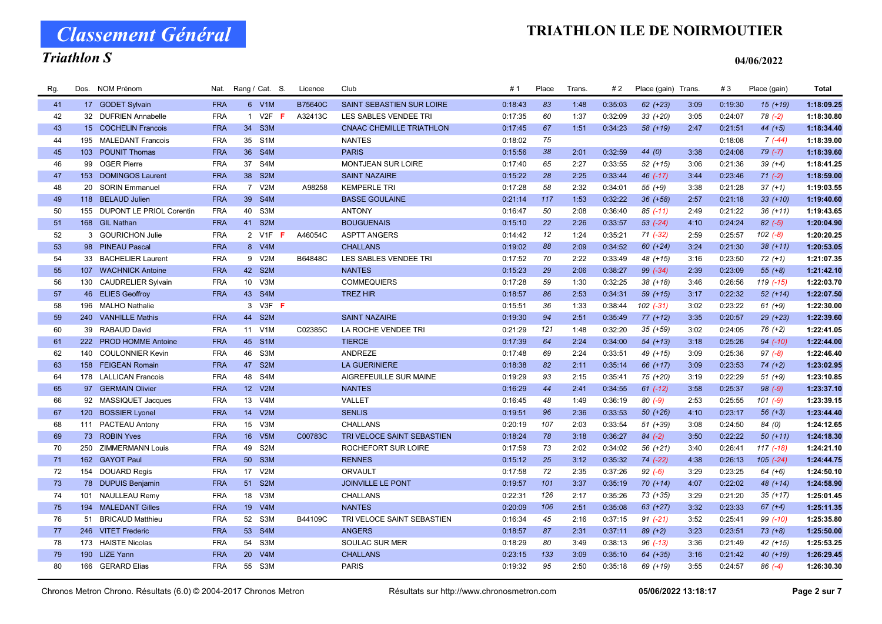# Classement Général

## Triathlon S

# TRIATHLON ILE DE NOIRMOUTIER

04/06/2022

| Rg. | Dos. | NOM Prénom | Nat. | Rang / Cat. | S. | Licence | Club | # 1 | Place | Trans. | # 2 | Place (gain) | Trans. | # 3 | Place (gain) | Total |
|---|---|---|---|---|---|---|---|---|---|---|---|---|---|---|---|---|
| 41 | 17 | GODET Sylvain | FRA | 6 V1M | | B75640C | SAINT SEBASTIEN SUR LOIRE | 0:18:43 | 83 | 1:48 | 0:35:03 | 62 (+23) | 3:09 | 0:19:30 | 15 (+19) | 1:18:09.25 |
| 42 | 32 | DUFRIEN Annabelle | FRA | 1 V2F | F | A32413C | LES SABLES VENDEE TRI | 0:17:35 | 60 | 1:37 | 0:32:09 | 33 (+20) | 3:05 | 0:24:07 | 78 (-2) | 1:18:30.80 |
| 43 | 15 | COCHELIN Francois | FRA | 34 S3M | | | CNAAC CHEMILLE TRIATHLON | 0:17:45 | 67 | 1:51 | 0:34:23 | 58 (+19) | 2:47 | 0:21:51 | 44 (+5) | 1:18:34.40 |
| 44 | 195 | MALEDANT Francois | FRA | 35 S1M | | | NANTES | 0:18:02 | 75 | | | | | 0:18:08 | 7 (-44) | 1:18:39.00 |
| 45 | 103 | POUNIT Thomas | FRA | 36 S4M | | | PARIS | 0:15:56 | 38 | 2:01 | 0:32:59 | 44 (0) | 3:38 | 0:24:08 | 79 (-7) | 1:18:39.60 |
| 46 | 99 | OGER Pierre | FRA | 37 S4M | | | MONTJEAN SUR LOIRE | 0:17:40 | 65 | 2:27 | 0:33:55 | 52 (+15) | 3:06 | 0:21:36 | 39 (+4) | 1:18:41.25 |
| 47 | 153 | DOMINGOS Laurent | FRA | 38 S2M | | | SAINT NAZAIRE | 0:15:22 | 28 | 2:25 | 0:33:44 | 46 (-17) | 3:44 | 0:23:46 | 71 (-2) | 1:18:59.00 |
| 48 | 20 | SORIN Emmanuel | FRA | 7 V2M | | A98258 | KEMPERLE TRI | 0:17:28 | 58 | 2:32 | 0:34:01 | 55 (+9) | 3:38 | 0:21:28 | 37 (+1) | 1:19:03.55 |
| 49 | 118 | BELAUD Julien | FRA | 39 S4M | | | BASSE GOULAINE | 0:21:14 | 117 | 1:53 | 0:32:22 | 36 (+58) | 2:57 | 0:21:18 | 33 (+10) | 1:19:40.60 |
| 50 | 155 | DUPONT LE PRIOL Corentin | FRA | 40 S3M | | | ANTONY | 0:16:47 | 50 | 2:08 | 0:36:40 | 85 (-11) | 2:49 | 0:21:22 | 36 (+11) | 1:19:43.65 |
| 51 | 168 | GIL Nathan | FRA | 41 S2M | | | BOUGUENAIS | 0:15:10 | 22 | 2:26 | 0:33:57 | 53 (-24) | 4:10 | 0:24:24 | 82 (-5) | 1:20:04.90 |
| 52 | 3 | GOURICHON Julie | FRA | 2 V1F | F | A46054C | ASPTT ANGERS | 0:14:42 | 12 | 1:24 | 0:35:21 | 71 (-32) | 2:59 | 0:25:57 | 102 (-8) | 1:20:20.25 |
| 53 | 98 | PINEAU Pascal | FRA | 8 V4M | | | CHALLANS | 0:19:02 | 88 | 2:09 | 0:34:52 | 60 (+24) | 3:24 | 0:21:30 | 38 (+11) | 1:20:53.05 |
| 54 | 33 | BACHELIER Laurent | FRA | 9 V2M | | B64848C | LES SABLES VENDEE TRI | 0:17:52 | 70 | 2:22 | 0:33:49 | 48 (+15) | 3:16 | 0:23:50 | 72 (+1) | 1:21:07.35 |
| 55 | 107 | WACHNICK Antoine | FRA | 42 S2M | | | NANTES | 0:15:23 | 29 | 2:06 | 0:38:27 | 99 (-34) | 2:39 | 0:23:09 | 55 (+8) | 1:21:42.10 |
| 56 | 130 | CAUDRELIER Sylvain | FRA | 10 V3M | | | COMMEQUIERS | 0:17:28 | 59 | 1:30 | 0:32:25 | 38 (+18) | 3:46 | 0:26:56 | 119 (-15) | 1:22:03.70 |
| 57 | 46 | ELIES Geoffroy | FRA | 43 S4M | | | TREZ HIR | 0:18:57 | 86 | 2:53 | 0:34:31 | 59 (+15) | 3:17 | 0:22:32 | 52 (+14) | 1:22:07.50 |
| 58 | 196 | MALHO Nathalie | | 3 V3F | F | | | 0:15:51 | 36 | 1:33 | 0:38:44 | 102 (-31) | 3:02 | 0:23:22 | 61 (+9) | 1:22:30.00 |
| 59 | 240 | VANHILLE Mathis | FRA | 44 S2M | | | SAINT NAZAIRE | 0:19:30 | 94 | 2:51 | 0:35:49 | 77 (+12) | 3:35 | 0:20:57 | 29 (+23) | 1:22:39.60 |
| 60 | 39 | RABAUD David | FRA | 11 V1M | | C02385C | LA ROCHE VENDEE TRI | 0:21:29 | 121 | 1:48 | 0:32:20 | 35 (+59) | 3:02 | 0:24:05 | 76 (+2) | 1:22:41.05 |
| 61 | 222 | PROD HOMME Antoine | FRA | 45 S1M | | | TIERCE | 0:17:39 | 64 | 2:24 | 0:34:00 | 54 (+13) | 3:18 | 0:25:26 | 94 (-10) | 1:22:44.00 |
| 62 | 140 | COULONNIER Kevin | FRA | 46 S3M | | | ANDREZE | 0:17:48 | 69 | 2:24 | 0:33:51 | 49 (+15) | 3:09 | 0:25:36 | 97 (-8) | 1:22:46.40 |
| 63 | 158 | FEIGEAN Romain | FRA | 47 S2M | | | LA GUERINIERE | 0:18:38 | 82 | 2:11 | 0:35:14 | 66 (+17) | 3:09 | 0:23:53 | 74 (+2) | 1:23:02.95 |
| 64 | 178 | LALLICAN Francois | FRA | 48 S4M | | | AIGREFEUILLE SUR MAINE | 0:19:29 | 93 | 2:15 | 0:35:41 | 75 (+20) | 3:19 | 0:22:29 | 51 (+9) | 1:23:10.85 |
| 65 | 97 | GERMAIN Olivier | FRA | 12 V2M | | | NANTES | 0:16:29 | 44 | 2:41 | 0:34:55 | 61 (-12) | 3:58 | 0:25:37 | 98 (-9) | 1:23:37.10 |
| 66 | 92 | MASSIQUET Jacques | FRA | 13 V4M | | | VALLET | 0:16:45 | 48 | 1:49 | 0:36:19 | 80 (-9) | 2:53 | 0:25:55 | 101 (-9) | 1:23:39.15 |
| 67 | 120 | BOSSIER Lyonel | FRA | 14 V2M | | | SENLIS | 0:19:51 | 96 | 2:36 | 0:33:53 | 50 (+26) | 4:10 | 0:23:17 | 56 (+3) | 1:23:44.40 |
| 68 | 111 | PACTEAU Antony | FRA | 15 V3M | | | CHALLANS | 0:20:19 | 107 | 2:03 | 0:33:54 | 51 (+39) | 3:08 | 0:24:50 | 84 (0) | 1:24:12.65 |
| 69 | 73 | ROBIN Yves | FRA | 16 V5M | | C00783C | TRI VELOCE SAINT SEBASTIEN | 0:18:24 | 78 | 3:18 | 0:36:27 | 84 (-2) | 3:50 | 0:22:22 | 50 (+11) | 1:24:18.30 |
| 70 | 250 | ZIMMERMANN Louis | FRA | 49 S2M | | | ROCHEFORT SUR LOIRE | 0:17:59 | 73 | 2:02 | 0:34:02 | 56 (+21) | 3:40 | 0:26:41 | 117 (-18) | 1:24:21.10 |
| 71 | 162 | GAYOT Paul | FRA | 50 S3M | | | RENNES | 0:15:12 | 25 | 3:12 | 0:35:32 | 74 (-22) | 4:38 | 0:26:13 | 105 (-24) | 1:24:44.75 |
| 72 | 154 | DOUARD Regis | FRA | 17 V2M | | | ORVAULT | 0:17:58 | 72 | 2:35 | 0:37:26 | 92 (-6) | 3:29 | 0:23:25 | 64 (+6) | 1:24:50.10 |
| 73 | 78 | DUPUIS Benjamin | FRA | 51 S2M | | | JOINVILLE LE PONT | 0:19:57 | 101 | 3:37 | 0:35:19 | 70 (+14) | 4:07 | 0:22:02 | 48 (+14) | 1:24:58.90 |
| 74 | 101 | NAULLEAU Remy | FRA | 18 V3M | | | CHALLANS | 0:22:31 | 126 | 2:17 | 0:35:26 | 73 (+35) | 3:29 | 0:21:20 | 35 (+17) | 1:25:01.45 |
| 75 | 194 | MALEDANT Gilles | FRA | 19 V4M | | | NANTES | 0:20:09 | 106 | 2:51 | 0:35:08 | 63 (+27) | 3:32 | 0:23:33 | 67 (+4) | 1:25:11.35 |
| 76 | 51 | BRICAUD Matthieu | FRA | 52 S3M | | B44109C | TRI VELOCE SAINT SEBASTIEN | 0:16:34 | 45 | 2:16 | 0:37:15 | 91 (-21) | 3:52 | 0:25:41 | 99 (-10) | 1:25:35.80 |
| 77 | 246 | VITET Frederic | FRA | 53 S4M | | | ANGERS | 0:18:57 | 87 | 2:31 | 0:37:11 | 89 (+2) | 3:23 | 0:23:51 | 73 (+8) | 1:25:50.00 |
| 78 | 173 | HAISTE Nicolas | FRA | 54 S3M | | | SOULAC SUR MER | 0:18:29 | 80 | 3:49 | 0:38:13 | 96 (-13) | 3:36 | 0:21:49 | 42 (+15) | 1:25:53.25 |
| 79 | 190 | LIZE Yann | FRA | 20 V4M | | | CHALLANS | 0:23:15 | 133 | 3:09 | 0:35:10 | 64 (+35) | 3:16 | 0:21:42 | 40 (+19) | 1:26:29.45 |
| 80 | 166 | GERARD Elias | FRA | 55 S3M | | | PARIS | 0:19:32 | 95 | 2:50 | 0:35:18 | 69 (+19) | 3:55 | 0:24:57 | 86 (-4) | 1:26:30.30 |

Chronos Metron Chrono. Résultats (6.0) © 2004-2017 Chronos Metron — Résultats sur http://www.chronosmetron.com — 05/06/2022 13:18:17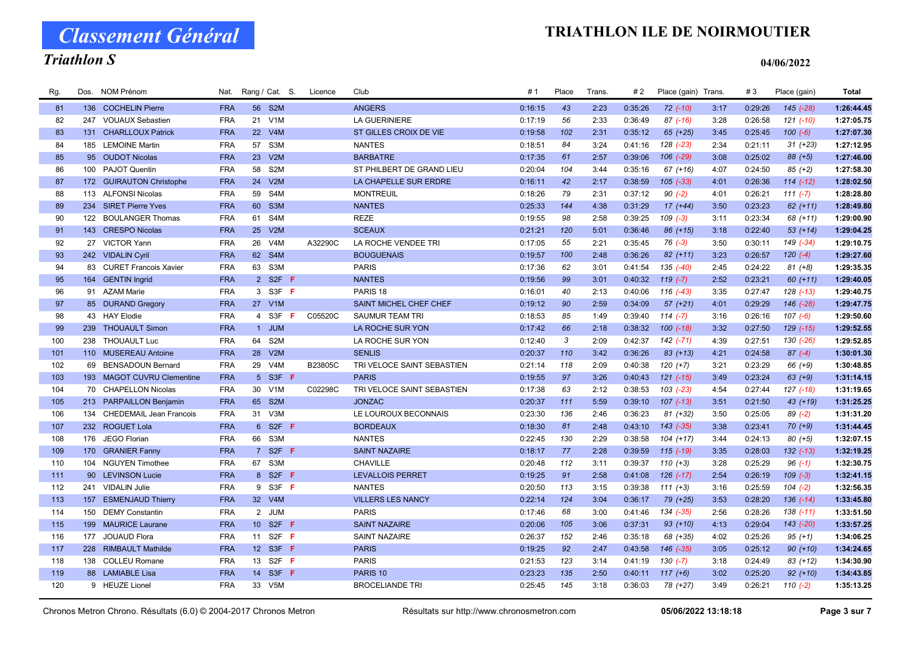# Classement Général

## Triathlon S

## TRIATHLON ILE DE NOIRMOUTIER

04/06/2022

| Rg. | Dos. | NOM Prénom | Nat. | Rang / Cat. | S. | Licence | Club | # 1 | Place | Trans. | # 2 | Place (gain) | Trans. | # 3 | Place (gain) | Total |
|---|---|---|---|---|---|---|---|---|---|---|---|---|---|---|---|---|
| 81 | 136 | COCHELIN Pierre | FRA | 56 S2M | | | ANGERS | 0:16:15 | 43 | 2:23 | 0:35:26 | 72 (-10) | 3:17 | 0:29:26 | 145 (-28) | 1:26:44.45 |
| 82 | 247 | VOUAUX Sebastien | FRA | 21 V1M | | | LA GUERINIERE | 0:17:19 | 56 | 2:33 | 0:36:49 | 87 (-16) | 3:28 | 0:26:58 | 121 (-10) | 1:27:05.75 |
| 83 | 131 | CHARLLOUX Patrick | FRA | 22 V4M | | | ST GILLES CROIX DE VIE | 0:19:58 | 102 | 2:31 | 0:35:12 | 65 (+25) | 3:45 | 0:25:45 | 100 (-6) | 1:27:07.30 |
| 84 | 185 | LEMOINE Martin | FRA | 57 S3M | | | NANTES | 0:18:51 | 84 | 3:24 | 0:41:16 | 128 (-23) | 2:34 | 0:21:11 | 31 (+23) | 1:27:12.95 |
| 85 | 95 | OUDOT Nicolas | FRA | 23 V2M | | | BARBATRE | 0:17:35 | 61 | 2:57 | 0:39:06 | 106 (-29) | 3:08 | 0:25:02 | 88 (+5) | 1:27:46.00 |
| 86 | 100 | PAJOT Quentin | FRA | 58 S2M | | | ST PHILBERT DE GRAND LIEU | 0:20:04 | 104 | 3:44 | 0:35:16 | 67 (+16) | 4:07 | 0:24:50 | 85 (+2) | 1:27:58.30 |
| 87 | 172 | GUIRAUTON Christophe | FRA | 24 V2M | | | LA CHAPELLE SUR ERDRE | 0:16:11 | 42 | 2:17 | 0:38:59 | 105 (-33) | 4:01 | 0:26:36 | 114 (-12) | 1:28:02.50 |
| 88 | 113 | ALFONSI Nicolas | FRA | 59 S4M | | | MONTREUIL | 0:18:26 | 79 | 2:31 | 0:37:12 | 90 (-2) | 4:01 | 0:26:21 | 111 (-7) | 1:28:28.80 |
| 89 | 234 | SIRET Pierre Yves | FRA | 60 S3M | | | NANTES | 0:25:33 | 144 | 4:38 | 0:31:29 | 17 (+44) | 3:50 | 0:23:23 | 62 (+11) | 1:28:49.80 |
| 90 | 122 | BOULANGER Thomas | FRA | 61 S4M | | | REZE | 0:19:55 | 98 | 2:58 | 0:39:25 | 109 (-3) | 3:11 | 0:23:34 | 68 (+11) | 1:29:00.90 |
| 91 | 143 | CRESPO Nicolas | FRA | 25 V2M | | | SCEAUX | 0:21:21 | 120 | 5:01 | 0:36:46 | 86 (+15) | 3:18 | 0:22:40 | 53 (+14) | 1:29:04.25 |
| 92 | 27 | VICTOR Yann | FRA | 26 V4M | | A32290C | LA ROCHE VENDEE TRI | 0:17:05 | 55 | 2:21 | 0:35:45 | 76 (-3) | 3:50 | 0:30:11 | 149 (-34) | 1:29:10.75 |
| 93 | 242 | VIDALIN Cyril | FRA | 62 S4M | | | BOUGUENAIS | 0:19:57 | 100 | 2:48 | 0:36:26 | 82 (+11) | 3:23 | 0:26:57 | 120 (-4) | 1:29:27.60 |
| 94 | 83 | CURET Francois Xavier | FRA | 63 S3M | | | PARIS | 0:17:36 | 62 | 3:01 | 0:41:54 | 135 (-40) | 2:45 | 0:24:22 | 81 (+8) | 1:29:35.35 |
| 95 | 164 | GENTIN Ingrid | FRA | 2 S2F | F | | NANTES | 0:19:56 | 99 | 3:01 | 0:40:32 | 119 (-7) | 2:52 | 0:23:21 | 60 (+11) | 1:29:40.05 |
| 96 | 91 | AZAM Marie | FRA | 3 S3F | F | | PARIS 18 | 0:16:01 | 40 | 2:13 | 0:40:06 | 116 (-43) | 3:35 | 0:27:47 | 128 (-13) | 1:29:40.75 |
| 97 | 85 | DURAND Gregory | FRA | 27 V1M | | | SAINT MICHEL CHEF CHEF | 0:19:12 | 90 | 2:59 | 0:34:09 | 57 (+21) | 4:01 | 0:29:29 | 146 (-28) | 1:29:47.75 |
| 98 | 43 | HAY Elodie | FRA | 4 S3F | F | C05520C | SAUMUR TEAM TRI | 0:18:53 | 85 | 1:49 | 0:39:40 | 114 (-7) | 3:16 | 0:26:16 | 107 (-6) | 1:29:50.60 |
| 99 | 239 | THOUAULT Simon | FRA | 1 JUM | | | LA ROCHE SUR YON | 0:17:42 | 66 | 2:18 | 0:38:32 | 100 (-18) | 3:32 | 0:27:50 | 129 (-15) | 1:29:52.55 |
| 100 | 238 | THOUAULT Luc | FRA | 64 S2M | | | LA ROCHE SUR YON | 0:12:40 | 3 | 2:09 | 0:42:37 | 142 (-71) | 4:39 | 0:27:51 | 130 (-26) | 1:29:52.85 |
| 101 | 110 | MUSEREAU Antoine | FRA | 28 V2M | | | SENLIS | 0:20:37 | 110 | 3:42 | 0:36:26 | 83 (+13) | 4:21 | 0:24:58 | 87 (-4) | 1:30:01.30 |
| 102 | 69 | BENSADOUN Bernard | FRA | 29 V4M | | B23805C | TRI VELOCE SAINT SEBASTIEN | 0:21:14 | 118 | 2:09 | 0:40:38 | 120 (+7) | 3:21 | 0:23:29 | 66 (+9) | 1:30:48.85 |
| 103 | 193 | MAGOT CUVRU Clementine | FRA | 5 S3F | F | | PARIS | 0:19:55 | 97 | 3:26 | 0:40:43 | 121 (-15) | 3:49 | 0:23:24 | 63 (+9) | 1:31:14.15 |
| 104 | 70 | CHAPELLON Nicolas | FRA | 30 V1M | | C02298C | TRI VELOCE SAINT SEBASTIEN | 0:17:38 | 63 | 2:12 | 0:38:53 | 103 (-23) | 4:54 | 0:27:44 | 127 (-18) | 1:31:19.65 |
| 105 | 213 | PARPAILLON Benjamin | FRA | 65 S2M | | | JONZAC | 0:20:37 | 111 | 5:59 | 0:39:10 | 107 (-13) | 3:51 | 0:21:50 | 43 (+19) | 1:31:25.25 |
| 106 | 134 | CHEDEMAIL Jean Francois | FRA | 31 V3M | | | LE LOUROUX BECONNAIS | 0:23:30 | 136 | 2:46 | 0:36:23 | 81 (+32) | 3:50 | 0:25:05 | 89 (-2) | 1:31:31.20 |
| 107 | 232 | ROGUET Lola | FRA | 6 S2F | F | | BORDEAUX | 0:18:30 | 81 | 2:48 | 0:43:10 | 143 (-35) | 3:38 | 0:23:41 | 70 (+9) | 1:31:44.45 |
| 108 | 176 | JEGO Florian | FRA | 66 S3M | | | NANTES | 0:22:45 | 130 | 2:29 | 0:38:58 | 104 (+17) | 3:44 | 0:24:13 | 80 (+5) | 1:32:07.15 |
| 109 | 170 | GRANIER Fanny | FRA | 7 S2F | F | | SAINT NAZAIRE | 0:18:17 | 77 | 2:28 | 0:39:59 | 115 (-19) | 3:35 | 0:28:03 | 132 (-13) | 1:32:19.25 |
| 110 | 104 | NGUYEN Timothee | FRA | 67 S3M | | | CHAVILLE | 0:20:48 | 112 | 3:11 | 0:39:37 | 110 (+3) | 3:28 | 0:25:29 | 96 (-1) | 1:32:30.75 |
| 111 | 90 | LEVINSON Lucie | FRA | 8 S2F | F | | LEVALLOIS PERRET | 0:19:25 | 91 | 2:58 | 0:41:08 | 126 (-17) | 2:54 | 0:26:19 | 109 (-3) | 1:32:41.15 |
| 112 | 241 | VIDALIN Julie | FRA | 9 S3F | F | | NANTES | 0:20:50 | 113 | 3:15 | 0:39:38 | 111 (+3) | 3:16 | 0:25:59 | 104 (-2) | 1:32:56.35 |
| 113 | 157 | ESMENJAUD Thierry | FRA | 32 V4M | | | VILLERS LES NANCY | 0:22:14 | 124 | 3:04 | 0:36:17 | 79 (+25) | 3:53 | 0:28:20 | 136 (-14) | 1:33:45.80 |
| 114 | 150 | DEMY Constantin | FRA | 2 JUM | | | PARIS | 0:17:46 | 68 | 3:00 | 0:41:46 | 134 (-35) | 2:56 | 0:28:26 | 138 (-11) | 1:33:51.50 |
| 115 | 199 | MAURICE Laurane | FRA | 10 S2F | F | | SAINT NAZAIRE | 0:20:06 | 105 | 3:06 | 0:37:31 | 93 (+10) | 4:13 | 0:29:04 | 143 (-20) | 1:33:57.25 |
| 116 | 177 | JOUAUD Flora | FRA | 11 S2F | F | | SAINT NAZAIRE | 0:26:37 | 152 | 2:46 | 0:35:18 | 68 (+35) | 4:02 | 0:25:26 | 95 (+1) | 1:34:06.25 |
| 117 | 228 | RIMBAULT Mathilde | FRA | 12 S3F | F | | PARIS | 0:19:25 | 92 | 2:47 | 0:43:58 | 146 (-35) | 3:05 | 0:25:12 | 90 (+10) | 1:34:24.65 |
| 118 | 138 | COLLEU Romane | FRA | 13 S2F | F | | PARIS | 0:21:53 | 123 | 3:14 | 0:41:19 | 130 (-7) | 3:18 | 0:24:49 | 83 (+12) | 1:34:30.90 |
| 119 | 88 | LAMIABLE Lisa | FRA | 14 S3F | F | | PARIS 10 | 0:23:23 | 135 | 2:50 | 0:40:11 | 117 (+6) | 3:02 | 0:25:20 | 92 (+10) | 1:34:43.85 |
| 120 | 9 | HEUZE Lionel | FRA | 33 V5M | | | BROCELIANDE TRI | 0:25:45 | 145 | 3:18 | 0:36:03 | 78 (+27) | 3:49 | 0:26:21 | 110 (-2) | 1:35:13.25 |

Chronos Metron Chrono. Résultats (6.0) © 2004-2017 Chronos Metron — Résultats sur http://www.chronosmetron.com — 05/06/2022 13:18:18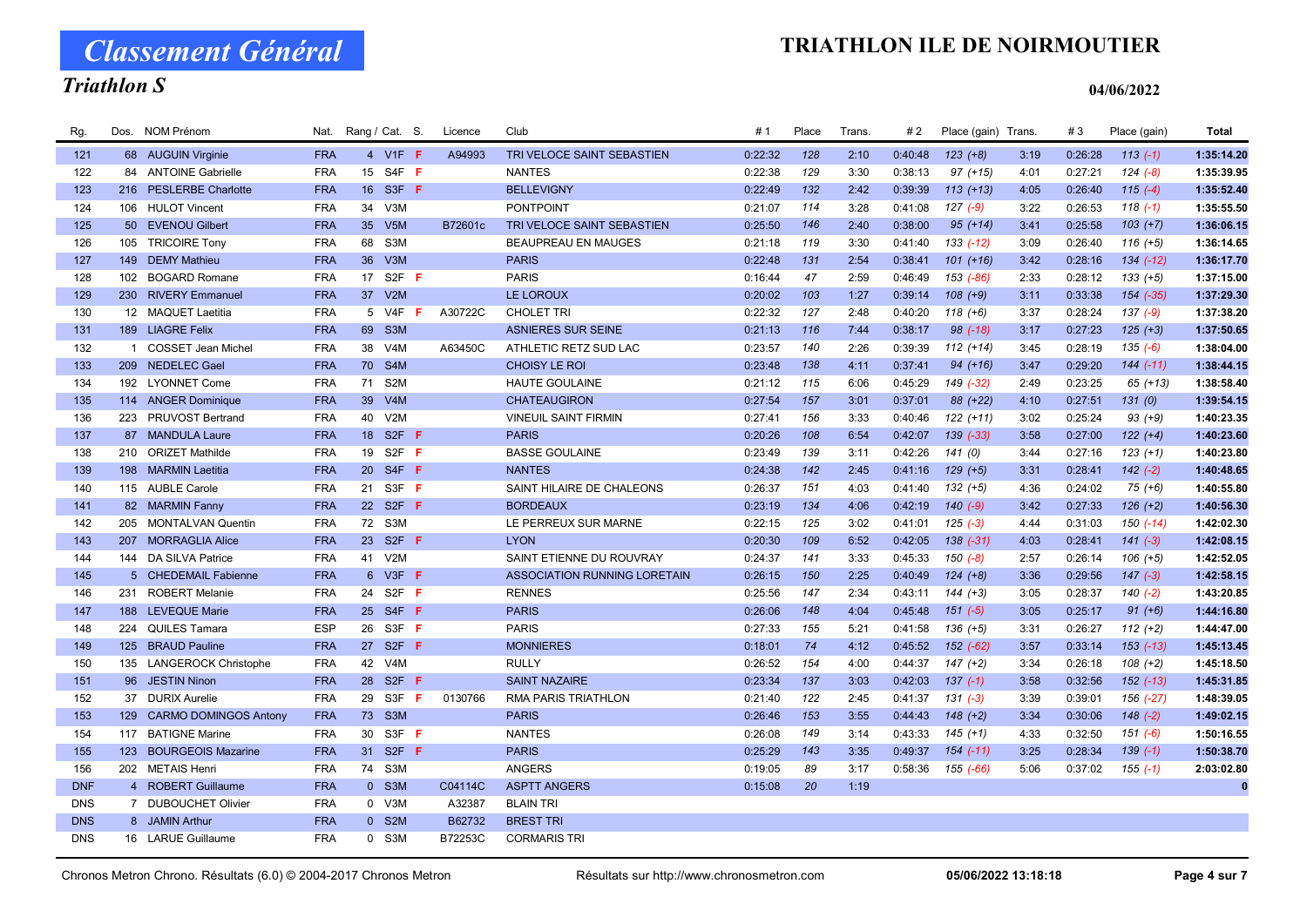# Classement Général

## Triathlon S

# TRIATHLON ILE DE NOIRMOUTIER

04/06/2022

| Rg. | Dos. | NOM Prénom | Nat. | Rang / Cat. | | S. | Licence | Club | # 1 | Place | Trans. | # 2 | Place (gain) | Trans. | # 3 | Place (gain) | Total |
|---|---|---|---|---|---|---|---|---|---|---|---|---|---|---|---|---|---|
| 121 | 68 | AUGUIN Virginie | FRA | 4 | V1F | F | A94993 | TRI VELOCE SAINT SEBASTIEN | 0:22:32 | 128 | 2:10 | 0:40:48 | 123 (+8) | 3:19 | 0:26:28 | 113 (-1) | 1:35:14.20 |
| 122 | 84 | ANTOINE Gabrielle | FRA | 15 | S4F | F | | NANTES | 0:22:38 | 129 | 3:30 | 0:38:13 | 97 (+15) | 4:01 | 0:27:21 | 124 (-8) | 1:35:39.95 |
| 123 | 216 | PESLERBE Charlotte | FRA | 16 | S3F | F | | BELLEVIGNY | 0:22:49 | 132 | 2:42 | 0:39:39 | 113 (+13) | 4:05 | 0:26:40 | 115 (-4) | 1:35:52.40 |
| 124 | 106 | HULOT Vincent | FRA | 34 | V3M | | | PONTPOINT | 0:21:07 | 114 | 3:28 | 0:41:08 | 127 (-9) | 3:22 | 0:26:53 | 118 (-1) | 1:35:55.50 |
| 125 | 50 | EVENOU Gilbert | FRA | 35 | V5M | | B72601c | TRI VELOCE SAINT SEBASTIEN | 0:25:50 | 146 | 2:40 | 0:38:00 | 95 (+14) | 3:41 | 0:25:58 | 103 (+7) | 1:36:06.15 |
| 126 | 105 | TRICOIRE Tony | FRA | 68 | S3M | | | BEAUPREAU EN MAUGES | 0:21:18 | 119 | 3:30 | 0:41:40 | 133 (-12) | 3:09 | 0:26:40 | 116 (+5) | 1:36:14.65 |
| 127 | 149 | DEMY Mathieu | FRA | 36 | V3M | | | PARIS | 0:22:48 | 131 | 2:54 | 0:38:41 | 101 (+16) | 3:42 | 0:28:16 | 134 (-12) | 1:36:17.70 |
| 128 | 102 | BOGARD Romane | FRA | 17 | S2F | F | | PARIS | 0:16:44 | 47 | 2:59 | 0:46:49 | 153 (-86) | 2:33 | 0:28:12 | 133 (+5) | 1:37:15.00 |
| 129 | 230 | RIVERY Emmanuel | FRA | 37 | V2M | | | LE LOROUX | 0:20:02 | 103 | 1:27 | 0:39:14 | 108 (+9) | 3:11 | 0:33:38 | 154 (-35) | 1:37:29.30 |
| 130 | 12 | MAQUET Laetitia | FRA | 5 | V4F | F | A30722C | CHOLET TRI | 0:22:32 | 127 | 2:48 | 0:40:20 | 118 (+6) | 3:37 | 0:28:24 | 137 (-9) | 1:37:38.20 |
| 131 | 189 | LIAGRE Felix | FRA | 69 | S3M | | | ASNIERES SUR SEINE | 0:21:13 | 116 | 7:44 | 0:38:17 | 98 (-18) | 3:17 | 0:27:23 | 125 (+3) | 1:37:50.65 |
| 132 | 1 | COSSET Jean Michel | FRA | 38 | V4M | | A63450C | ATHLETIC RETZ SUD LAC | 0:23:57 | 140 | 2:26 | 0:39:39 | 112 (+14) | 3:45 | 0:28:19 | 135 (-6) | 1:38:04.00 |
| 133 | 209 | NEDELEC Gael | FRA | 70 | S4M | | | CHOISY LE ROI | 0:23:48 | 138 | 4:11 | 0:37:41 | 94 (+16) | 3:47 | 0:29:20 | 144 (-11) | 1:38:44.15 |
| 134 | 192 | LYONNET Come | FRA | 71 | S2M | | | HAUTE GOULAINE | 0:21:12 | 115 | 6:06 | 0:45:29 | 149 (-32) | 2:49 | 0:23:25 | 65 (+13) | 1:38:58.40 |
| 135 | 114 | ANGER Dominique | FRA | 39 | V4M | | | CHATEAUGIRON | 0:27:54 | 157 | 3:01 | 0:37:01 | 88 (+22) | 4:10 | 0:27:51 | 131 (0) | 1:39:54.15 |
| 136 | 223 | PRUVOST Bertrand | FRA | 40 | V2M | | | VINEUIL SAINT FIRMIN | 0:27:41 | 156 | 3:33 | 0:40:46 | 122 (+11) | 3:02 | 0:25:24 | 93 (+9) | 1:40:23.35 |
| 137 | 87 | MANDULA Laure | FRA | 18 | S2F | F | | PARIS | 0:20:26 | 108 | 6:54 | 0:42:07 | 139 (-33) | 3:58 | 0:27:00 | 122 (+4) | 1:40:23.60 |
| 138 | 210 | ORIZET Mathilde | FRA | 19 | S2F | F | | BASSE GOULAINE | 0:23:49 | 139 | 3:11 | 0:42:26 | 141 (0) | 3:44 | 0:27:16 | 123 (+1) | 1:40:23.80 |
| 139 | 198 | MARMIN Laetitia | FRA | 20 | S4F | F | | NANTES | 0:24:38 | 142 | 2:45 | 0:41:16 | 129 (+5) | 3:31 | 0:28:41 | 142 (-2) | 1:40:48.65 |
| 140 | 115 | AUBLE Carole | FRA | 21 | S3F | F | | SAINT HILAIRE DE CHALEONS | 0:26:37 | 151 | 4:03 | 0:41:40 | 132 (+5) | 4:36 | 0:24:02 | 75 (+6) | 1:40:55.80 |
| 141 | 82 | MARMIN Fanny | FRA | 22 | S2F | F | | BORDEAUX | 0:23:19 | 134 | 4:06 | 0:42:19 | 140 (-9) | 3:42 | 0:27:33 | 126 (+2) | 1:40:56.30 |
| 142 | 205 | MONTALVAN Quentin | FRA | 72 | S3M | | | LE PERREUX SUR MARNE | 0:22:15 | 125 | 3:02 | 0:41:01 | 125 (-3) | 4:44 | 0:31:03 | 150 (-14) | 1:42:02.30 |
| 143 | 207 | MORRAGLIA Alice | FRA | 23 | S2F | F | | LYON | 0:20:30 | 109 | 6:52 | 0:42:05 | 138 (-31) | 4:03 | 0:28:41 | 141 (-3) | 1:42:08.15 |
| 144 | 144 | DA SILVA Patrice | FRA | 41 | V2M | | | SAINT ETIENNE DU ROUVRAY | 0:24:37 | 141 | 3:33 | 0:45:33 | 150 (-8) | 2:57 | 0:26:14 | 106 (+5) | 1:42:52.05 |
| 145 | 5 | CHEDEMAIL Fabienne | FRA | 6 | V3F | F | | ASSOCIATION RUNNING LORETAIN | 0:26:15 | 150 | 2:25 | 0:40:49 | 124 (+8) | 3:36 | 0:29:56 | 147 (-3) | 1:42:58.15 |
| 146 | 231 | ROBERT Melanie | FRA | 24 | S2F | F | | RENNES | 0:25:56 | 147 | 2:34 | 0:43:11 | 144 (+3) | 3:05 | 0:28:37 | 140 (-2) | 1:43:20.85 |
| 147 | 188 | LEVEQUE Marie | FRA | 25 | S4F | F | | PARIS | 0:26:06 | 148 | 4:04 | 0:45:48 | 151 (-5) | 3:05 | 0:25:17 | 91 (+6) | 1:44:16.80 |
| 148 | 224 | QUILES Tamara | ESP | 26 | S3F | F | | PARIS | 0:27:33 | 155 | 5:21 | 0:41:58 | 136 (+5) | 3:31 | 0:26:27 | 112 (+2) | 1:44:47.00 |
| 149 | 125 | BRAUD Pauline | FRA | 27 | S2F | F | | MONNIERES | 0:18:01 | 74 | 4:12 | 0:45:52 | 152 (-62) | 3:57 | 0:33:14 | 153 (-13) | 1:45:13.45 |
| 150 | 135 | LANGEROCK Christophe | FRA | 42 | V4M | | | RULLY | 0:26:52 | 154 | 4:00 | 0:44:37 | 147 (+2) | 3:34 | 0:26:18 | 108 (+2) | 1:45:18.50 |
| 151 | 96 | JESTIN Ninon | FRA | 28 | S2F | F | | SAINT NAZAIRE | 0:23:34 | 137 | 3:03 | 0:42:03 | 137 (-1) | 3:58 | 0:32:56 | 152 (-13) | 1:45:31.85 |
| 152 | 37 | DURIX Aurelie | FRA | 29 | S3F | F | 0130766 | RMA PARIS TRIATHLON | 0:21:40 | 122 | 2:45 | 0:41:37 | 131 (-3) | 3:39 | 0:39:01 | 156 (-27) | 1:48:39.05 |
| 153 | 129 | CARMO DOMINGOS Antony | FRA | 73 | S3M | | | PARIS | 0:26:46 | 153 | 3:55 | 0:44:43 | 148 (+2) | 3:34 | 0:30:06 | 148 (-2) | 1:49:02.15 |
| 154 | 117 | BATIGNE Marine | FRA | 30 | S3F | F | | NANTES | 0:26:08 | 149 | 3:14 | 0:43:33 | 145 (+1) | 4:33 | 0:32:50 | 151 (-6) | 1:50:16.55 |
| 155 | 123 | BOURGEOIS Mazarine | FRA | 31 | S2F | F | | PARIS | 0:25:29 | 143 | 3:35 | 0:49:37 | 154 (-11) | 3:25 | 0:28:34 | 139 (-1) | 1:50:38.70 |
| 156 | 202 | METAIS Henri | FRA | 74 | S3M | | | ANGERS | 0:19:05 | 89 | 3:17 | 0:58:36 | 155 (-66) | 5:06 | 0:37:02 | 155 (-1) | 2:03:02.80 |
| DNF | 4 | ROBERT Guillaume | FRA | 0 | S3M | | C04114C | ASPTT ANGERS | 0:15:08 | 20 | 1:19 | | | | | | 0 |
| DNS | 7 | DUBOUCHET Olivier | FRA | 0 | V3M | | A32387 | BLAIN TRI | | | | | | | | | |
| DNS | 8 | JAMIN Arthur | FRA | 0 | S2M | | B62732 | BREST TRI | | | | | | | | | |
| DNS | 16 | LARUE Guillaume | FRA | 0 | S3M | | B72253C | CORMARIS TRI | | | | | | | | | |

Chronos Metron Chrono. Résultats (6.0) © 2004-2017 Chronos Metron — Résultats sur http://www.chronosmetron.com — 05/06/2022 13:18:18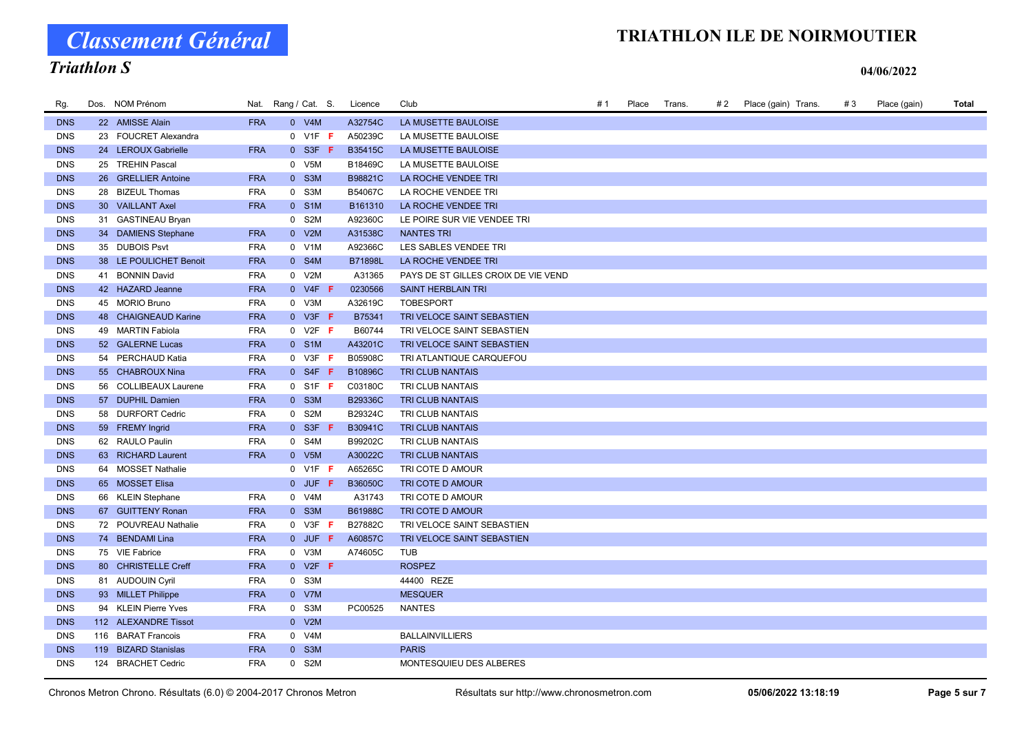# Classement Général

## Triathlon S

# TRIATHLON ILE DE NOIRMOUTIER

**04/06/2022**

| Rg. | Dos. | NOM Prénom | Nat. | Rang / Cat. | S. | Licence | Club | # 1 | Place | Trans. | # 2 | Place (gain) | Trans. | # 3 | Place (gain) | Total |
|---|---|---|---|---|---|---|---|---|---|---|---|---|---|---|---|---|
| DNS | 22 | AMISSE Alain | FRA | 0 V4M | | A32754C | LA MUSETTE BAULOISE | | | | | | | | | |
| DNS | 23 | FOUCRET Alexandra | | 0 V1F | F | A50239C | LA MUSETTE BAULOISE | | | | | | | | | |
| DNS | 24 | LEROUX Gabrielle | FRA | 0 S3F | F | B35415C | LA MUSETTE BAULOISE | | | | | | | | | |
| DNS | 25 | TREHIN Pascal | | 0 V5M | | B18469C | LA MUSETTE BAULOISE | | | | | | | | | |
| DNS | 26 | GRELLIER Antoine | FRA | 0 S3M | | B98821C | LA ROCHE VENDEE TRI | | | | | | | | | |
| DNS | 28 | BIZEUL Thomas | FRA | 0 S3M | | B54067C | LA ROCHE VENDEE TRI | | | | | | | | | |
| DNS | 30 | VAILLANT Axel | FRA | 0 S1M | | B161310 | LA ROCHE VENDEE TRI | | | | | | | | | |
| DNS | 31 | GASTINEAU Bryan | | 0 S2M | | A92360C | LE POIRE SUR VIE VENDEE TRI | | | | | | | | | |
| DNS | 34 | DAMIENS Stephane | FRA | 0 V2M | | A31538C | NANTES TRI | | | | | | | | | |
| DNS | 35 | DUBOIS Psvt | FRA | 0 V1M | | A92366C | LES SABLES VENDEE TRI | | | | | | | | | |
| DNS | 38 | LE POULICHET Benoit | FRA | 0 S4M | | B71898L | LA ROCHE VENDEE TRI | | | | | | | | | |
| DNS | 41 | BONNIN David | FRA | 0 V2M | | A31365 | PAYS DE ST GILLES CROIX DE VIE VEND | | | | | | | | | |
| DNS | 42 | HAZARD Jeanne | FRA | 0 V4F | F | 0230566 | SAINT HERBLAIN TRI | | | | | | | | | |
| DNS | 45 | MORIO Bruno | FRA | 0 V3M | | A32619C | TOBESPORT | | | | | | | | | |
| DNS | 48 | CHAIGNEAUD Karine | FRA | 0 V3F | F | B75341 | TRI VELOCE SAINT SEBASTIEN | | | | | | | | | |
| DNS | 49 | MARTIN Fabiola | FRA | 0 V2F | F | B60744 | TRI VELOCE SAINT SEBASTIEN | | | | | | | | | |
| DNS | 52 | GALERNE Lucas | FRA | 0 S1M | | A43201C | TRI VELOCE SAINT SEBASTIEN | | | | | | | | | |
| DNS | 54 | PERCHAUD Katia | FRA | 0 V3F | F | B05908C | TRI ATLANTIQUE CARQUEFOU | | | | | | | | | |
| DNS | 55 | CHABROUX Nina | FRA | 0 S4F | F | B10896C | TRI CLUB NANTAIS | | | | | | | | | |
| DNS | 56 | COLLIBEAUX Laurene | FRA | 0 S1F | F | C03180C | TRI CLUB NANTAIS | | | | | | | | | |
| DNS | 57 | DUPHIL Damien | FRA | 0 S3M | | B29336C | TRI CLUB NANTAIS | | | | | | | | | |
| DNS | 58 | DURFORT Cedric | FRA | 0 S2M | | B29324C | TRI CLUB NANTAIS | | | | | | | | | |
| DNS | 59 | FREMY Ingrid | FRA | 0 S3F | F | B30941C | TRI CLUB NANTAIS | | | | | | | | | |
| DNS | 62 | RAULO Paulin | FRA | 0 S4M | | B99202C | TRI CLUB NANTAIS | | | | | | | | | |
| DNS | 63 | RICHARD Laurent | FRA | 0 V5M | | A30022C | TRI CLUB NANTAIS | | | | | | | | | |
| DNS | 64 | MOSSET Nathalie | | 0 V1F | F | A65265C | TRI COTE D AMOUR | | | | | | | | | |
| DNS | 65 | MOSSET Elisa | | 0 JUF | F | B36050C | TRI COTE D AMOUR | | | | | | | | | |
| DNS | 66 | KLEIN Stephane | FRA | 0 V4M | | A31743 | TRI COTE D AMOUR | | | | | | | | | |
| DNS | 67 | GUITTENY Ronan | FRA | 0 S3M | | B61988C | TRI COTE D AMOUR | | | | | | | | | |
| DNS | 72 | POUVREAU Nathalie | FRA | 0 V3F | F | B27882C | TRI VELOCE SAINT SEBASTIEN | | | | | | | | | |
| DNS | 74 | BENDAMI Lina | FRA | 0 JUF | F | A60857C | TRI VELOCE SAINT SEBASTIEN | | | | | | | | | |
| DNS | 75 | VIE Fabrice | FRA | 0 V3M | | A74605C | TUB | | | | | | | | | |
| DNS | 80 | CHRISTELLE Creff | FRA | 0 V2F | F | | ROSPEZ | | | | | | | | | |
| DNS | 81 | AUDOUIN Cyril | FRA | 0 S3M | | | 44400 REZE | | | | | | | | | |
| DNS | 93 | MILLET Philippe | FRA | 0 V7M | | | MESQUER | | | | | | | | | |
| DNS | 94 | KLEIN Pierre Yves | FRA | 0 S3M | | PC00525 | NANTES | | | | | | | | | |
| DNS | 112 | ALEXANDRE Tissot | | 0 V2M | | | | | | | | | | | | |
| DNS | 116 | BARAT Francois | FRA | 0 V4M | | | BALLAINVILLIERS | | | | | | | | | |
| DNS | 119 | BIZARD Stanislas | FRA | 0 S3M | | | PARIS | | | | | | | | | |
| DNS | 124 | BRACHET Cedric | FRA | 0 S2M | | | MONTESQUIEU DES ALBERES | | | | | | | | | |

Chronos Metron Chrono. Résultats (6.0) © 2004-2017 Chronos Metron — Résultats sur http://www.chronosmetron.com — 05/06/2022 13:18:19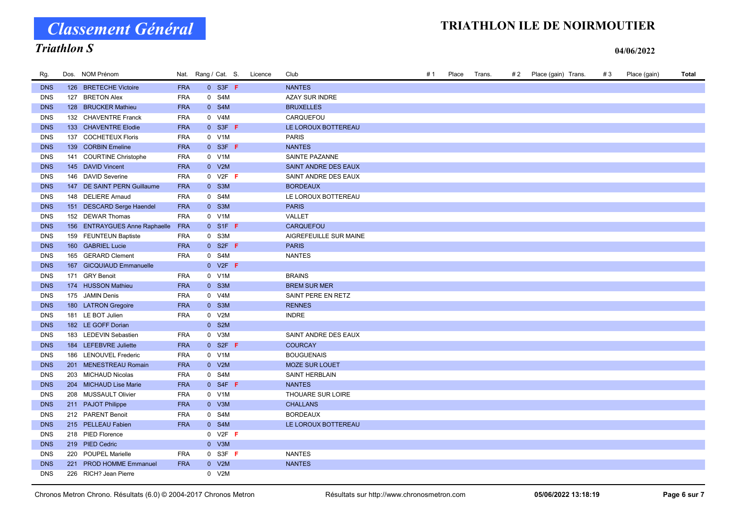# Classement Général

## Triathlon S

# TRIATHLON ILE DE NOIRMOUTIER

**04/06/2022**

| Rg. | Dos. | NOM Prénom | Nat. | Rang / Cat. | S. | Licence | Club | # 1 | Place | Trans. | # 2 | Place (gain) | Trans. | # 3 | Place (gain) | Total |
|---|---|---|---|---|---|---|---|---|---|---|---|---|---|---|---|---|
| DNS | 126 | BRETECHE Victoire | FRA | 0 S3F | F | | NANTES | | | | | | | | | |
| DNS | 127 | BRETON Alex | FRA | 0 S4M | | | AZAY SUR INDRE | | | | | | | | | |
| DNS | 128 | BRUCKER Mathieu | FRA | 0 S4M | | | BRUXELLES | | | | | | | | | |
| DNS | 132 | CHAVENTRE Franck | FRA | 0 V4M | | | CARQUEFOU | | | | | | | | | |
| DNS | 133 | CHAVENTRE Elodie | FRA | 0 S3F | F | | LE LOROUX BOTTEREAU | | | | | | | | | |
| DNS | 137 | COCHETEUX Floris | FRA | 0 V1M | | | PARIS | | | | | | | | | |
| DNS | 139 | CORBIN Emeline | FRA | 0 S3F | F | | NANTES | | | | | | | | | |
| DNS | 141 | COURTINE Christophe | FRA | 0 V1M | | | SAINTE PAZANNE | | | | | | | | | |
| DNS | 145 | DAVID Vincent | FRA | 0 V2M | | | SAINT ANDRE DES EAUX | | | | | | | | | |
| DNS | 146 | DAVID Severine | FRA | 0 V2F | F | | SAINT ANDRE DES EAUX | | | | | | | | | |
| DNS | 147 | DE SAINT PERN Guillaume | FRA | 0 S3M | | | BORDEAUX | | | | | | | | | |
| DNS | 148 | DELIERE Arnaud | FRA | 0 S4M | | | LE LOROUX BOTTEREAU | | | | | | | | | |
| DNS | 151 | DESCARD Serge Haendel | FRA | 0 S3M | | | PARIS | | | | | | | | | |
| DNS | 152 | DEWAR Thomas | FRA | 0 V1M | | | VALLET | | | | | | | | | |
| DNS | 156 | ENTRAYGUES Anne Raphaelle | FRA | 0 S1F | F | | CARQUEFOU | | | | | | | | | |
| DNS | 159 | FEUNTEUN Baptiste | FRA | 0 S3M | | | AIGREFEUILLE SUR MAINE | | | | | | | | | |
| DNS | 160 | GABRIEL Lucie | FRA | 0 S2F | F | | PARIS | | | | | | | | | |
| DNS | 165 | GERARD Clement | FRA | 0 S4M | | | NANTES | | | | | | | | | |
| DNS | 167 | GICQUIAUD Emmanuelle | | 0 V2F | F | | | | | | | | | | | |
| DNS | 171 | GRY Benoit | FRA | 0 V1M | | | BRAINS | | | | | | | | | |
| DNS | 174 | HUSSON Mathieu | FRA | 0 S3M | | | BREM SUR MER | | | | | | | | | |
| DNS | 175 | JAMIN Denis | FRA | 0 V4M | | | SAINT PERE EN RETZ | | | | | | | | | |
| DNS | 180 | LATRON Gregoire | FRA | 0 S3M | | | RENNES | | | | | | | | | |
| DNS | 181 | LE BOT Julien | FRA | 0 V2M | | | INDRE | | | | | | | | | |
| DNS | 182 | LE GOFF Dorian | | 0 S2M | | | | | | | | | | | | |
| DNS | 183 | LEDEVIN Sebastien | FRA | 0 V3M | | | SAINT ANDRE DES EAUX | | | | | | | | | |
| DNS | 184 | LEFEBVRE Juliette | FRA | 0 S2F | F | | COURCAY | | | | | | | | | |
| DNS | 186 | LENOUVEL Frederic | FRA | 0 V1M | | | BOUGUENAIS | | | | | | | | | |
| DNS | 201 | MENESTREAU Romain | FRA | 0 V2M | | | MOZE SUR LOUET | | | | | | | | | |
| DNS | 203 | MICHAUD Nicolas | FRA | 0 S4M | | | SAINT HERBLAIN | | | | | | | | | |
| DNS | 204 | MICHAUD Lise Marie | FRA | 0 S4F | F | | NANTES | | | | | | | | | |
| DNS | 208 | MUSSAULT Olivier | FRA | 0 V1M | | | THOUARE SUR LOIRE | | | | | | | | | |
| DNS | 211 | PAJOT Philippe | FRA | 0 V3M | | | CHALLANS | | | | | | | | | |
| DNS | 212 | PARENT Benoit | FRA | 0 S4M | | | BORDEAUX | | | | | | | | | |
| DNS | 215 | PELLEAU Fabien | FRA | 0 S4M | | | LE LOROUX BOTTEREAU | | | | | | | | | |
| DNS | 218 | PIED Florence | | 0 V2F | F | | | | | | | | | | | |
| DNS | 219 | PIED Cedric | | 0 V3M | | | | | | | | | | | | |
| DNS | 220 | POUPEL Marielle | FRA | 0 S3F | F | | NANTES | | | | | | | | | |
| DNS | 221 | PROD HOMME Emmanuel | FRA | 0 V2M | | | NANTES | | | | | | | | | |
| DNS | 226 | RICH? Jean Pierre | | 0 V2M | | | | | | | | | | | | |

Chronos Metron Chrono. Résultats (6.0) © 2004-2017 Chronos Metron — Résultats sur http://www.chronosmetron.com — 05/06/2022 13:18:19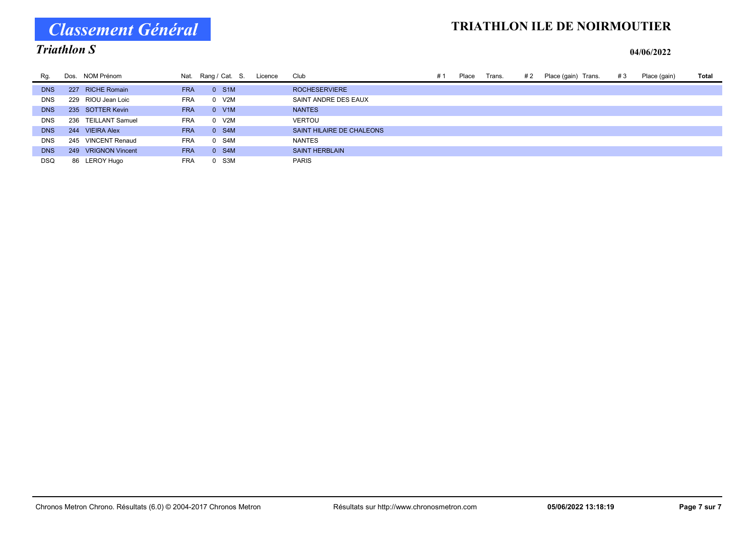# Classement Général

## TRIATHLON ILE DE NOIRMOUTIER

### Triathlon S

04/06/2022

| Rg. | Dos. | NOM Prénom | Nat. | Rang / Cat. | S. | Licence | Club | # 1 | Place | Trans. | # 2 | Place (gain) | Trans. | # 3 | Place (gain) | Total |
|---|---|---|---|---|---|---|---|---|---|---|---|---|---|---|---|---|
| DNS | 227 | RICHE Romain | FRA | 0 S1M | | | ROCHESERVIERE | | | | | | | | | |
| DNS | 229 | RIOU Jean Loic | FRA | 0 V2M | | | SAINT ANDRE DES EAUX | | | | | | | | | |
| DNS | 235 | SOTTER Kevin | FRA | 0 V1M | | | NANTES | | | | | | | | | |
| DNS | 236 | TEILLANT Samuel | FRA | 0 V2M | | | VERTOU | | | | | | | | | |
| DNS | 244 | VIEIRA Alex | FRA | 0 S4M | | | SAINT HILAIRE DE CHALEONS | | | | | | | | | |
| DNS | 245 | VINCENT Renaud | FRA | 0 S4M | | | NANTES | | | | | | | | | |
| DNS | 249 | VRIGNON Vincent | FRA | 0 S4M | | | SAINT HERBLAIN | | | | | | | | | |
| DSQ | 86 | LEROY Hugo | FRA | 0 S3M | | | PARIS | | | | | | | | | |

Chronos Metron Chrono. Résultats (6.0) © 2004-2017 Chronos Metron — Résultats sur http://www.chronosmetron.com — 05/06/2022 13:18:19